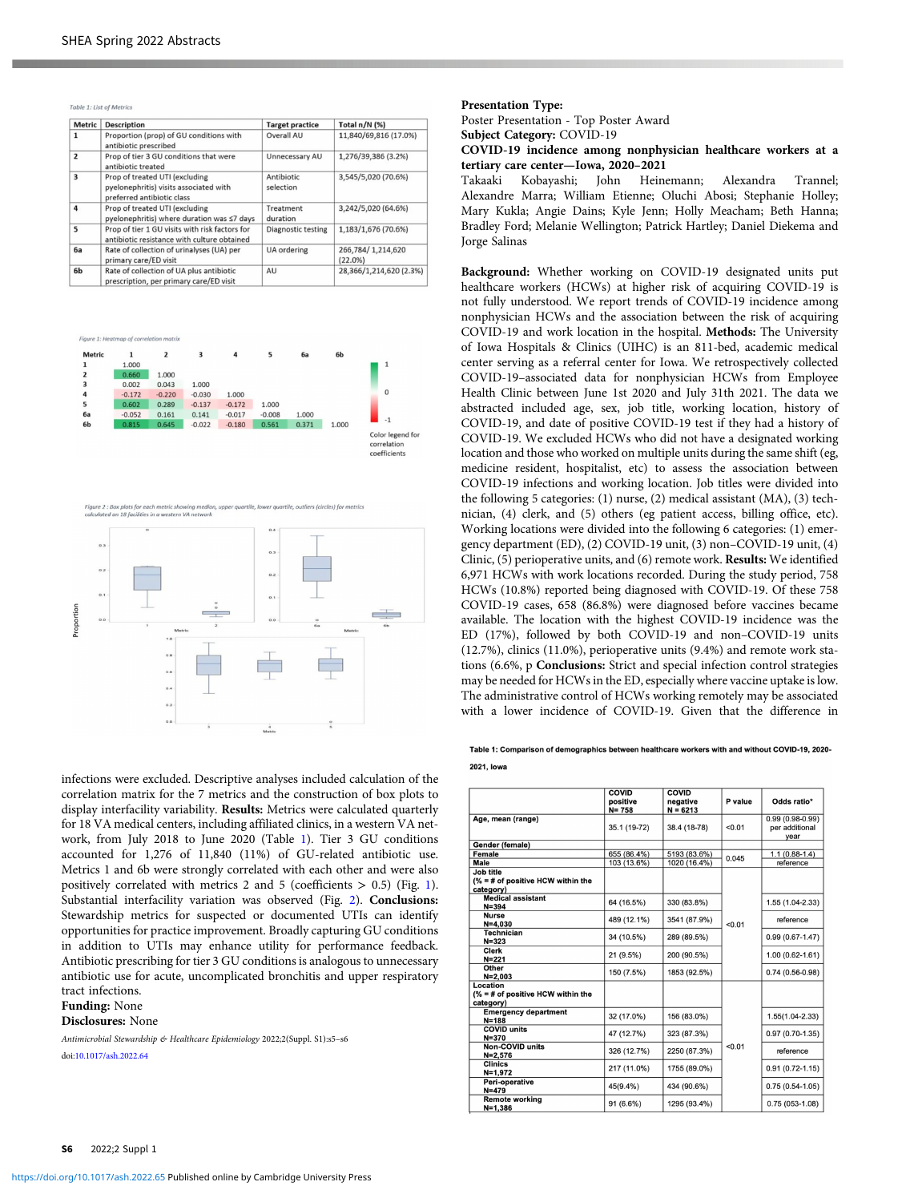Table 1: List of Metrics

| Metric | Description | Target practice | Total n/N (%) |
|---|---|---|---|
| 1 | Proportion (prop) of GU conditions with antibiotic prescribed | Overall AU | 11,840/69,816 (17.0%) |
| 2 | Prop of tier 3 GU conditions that were antibiotic treated | Unnecessary AU | 1,276/39,386 (3.2%) |
| 3 | Prop of treated UTI (excluding pyelonephritis) visits associated with preferred antibiotic class | Antibiotic selection | 3,545/5,020 (70.6%) |
| 4 | Prop of treated UTI (excluding pyelonephritis) where duration was ≤7 days | Treatment duration | 3,242/5,020 (64.6%) |
| 5 | Prop of tier 1 GU visits with risk factors for antibiotic resistance with culture obtained | Diagnostic testing | 1,183/1,676 (70.6%) |
| 6a | Rate of collection of urinalyses (UA) per primary care/ED visit | UA ordering | 266,784/ 1,214,620 (22.0%) |
| 6b | Rate of collection of UA plus antibiotic prescription, per primary care/ED visit | AU | 28,366/1,214,620 (2.3%) |

Figure 1: Heatmap of correlation matrix

Metric 1 2 3 4 5 6a 6b

1 1.000

2 0.660 1.000

3 0.002 0.043 1.000

4 -0.172 -0.220 -0.030 1.000

5 0.602 0.289 -0.137 -0.172 1.000

6a -0.052 0.161 0.141 -0.017 -0.008 1.000

6b 0.815 0.645 -0.022 -0.180 0.561 0.371 1.000

1

0

-1

Color legend for correlation coefficients

Figure 2: Box plots for each metric showing median, upper quartile, lower quartile, outliers (circles) for metrics calculated on 18 facilities in a western VA network

Proportion

0.3 0.2 0.1 0.0

1 2

Metric

0.4 0.3 0.2 0.1 0.0

6a 6b

Metric

1.0 0.8 0.6 0.4 0.2 0.0

3 4 5

Metric

infections were excluded. Descriptive analyses included calculation of the correlation matrix for the 7 metrics and the construction of box plots to display interfacility variability. **Results:** Metrics were calculated quarterly for 18 VA medical centers, including affiliated clinics, in a western VA network, from July 2018 to June 2020 (Table 1). Tier 3 GU conditions accounted for 1,276 of 11,840 (11%) of GU-related antibiotic use. Metrics 1 and 6b were strongly correlated with each other and were also positively correlated with metrics 2 and 5 (coefficients > 0.5) (Fig. 1). Substantial interfacility variation was observed (Fig. 2). **Conclusions:** Stewardship metrics for suspected or documented UTIs can identify opportunities for practice improvement. Broadly capturing GU conditions in addition to UTIs may enhance utility for performance feedback. Antibiotic prescribing for tier 3 GU conditions is analogous to unnecessary antibiotic use for acute, uncomplicated bronchitis and upper respiratory tract infections.

**Funding:** None

**Disclosures:** None

*Antimicrobial Stewardship & Healthcare Epidemiology* 2022;2(Suppl. S1):s5–s6

doi:10.1017/ash.2022.64

**Presentation Type:**

Poster Presentation - Top Poster Award

**Subject Category:** COVID-19

**COVID-19 incidence among nonphysician healthcare workers at a tertiary care center—Iowa, 2020–2021**

Takaaki Kobayashi; John Heinemann; Alexandra Trannel; Alexandre Marra; William Etienne; Oluchi Abosi; Stephanie Holley; Mary Kukla; Angie Dains; Kyle Jenn; Holly Meacham; Beth Hanna; Bradley Ford; Melanie Wellington; Patrick Hartley; Daniel Diekema and Jorge Salinas

**Background:** Whether working on COVID-19 designated units put healthcare workers (HCWs) at higher risk of acquiring COVID-19 is not fully understood. We report trends of COVID-19 incidence among nonphysician HCWs and the association between the risk of acquiring COVID-19 and work location in the hospital. **Methods:** The University of Iowa Hospitals & Clinics (UIHC) is an 811-bed, academic medical center serving as a referral center for Iowa. We retrospectively collected COVID-19–associated data for nonphysician HCWs from Employee Health Clinic between June 1st 2020 and July 31th 2021. The data we abstracted included age, sex, job title, working location, history of COVID-19, and date of positive COVID-19 test if they had a history of COVID-19. We excluded HCWs who did not have a designated working location and those who worked on multiple units during the same shift (eg, medicine resident, hospitalist, etc) to assess the association between COVID-19 infections and working location. Job titles were divided into the following 5 categories: (1) nurse, (2) medical assistant (MA), (3) technician, (4) clerk, and (5) others (eg patient access, billing office, etc). Working locations were divided into the following 6 categories: (1) emergency department (ED), (2) COVID-19 unit, (3) non–COVID-19 unit, (4) Clinic, (5) perioperative units, and (6) remote work. **Results:** We identified 6,971 HCWs with work locations recorded. During the study period, 758 HCWs (10.8%) reported being diagnosed with COVID-19. Of these 758 COVID-19 cases, 658 (86.8%) were diagnosed before vaccines became available. The location with the highest COVID-19 incidence was the ED (17%), followed by both COVID-19 and non–COVID-19 units (12.7%), clinics (11.0%), perioperative units (9.4%) and remote work stations (6.6%, p **Conclusions:** Strict and special infection control strategies may be needed for HCWs in the ED, especially where vaccine uptake is low. The administrative control of HCWs working remotely may be associated with a lower incidence of COVID-19. Given that the difference in

**Table 1: Comparison of demographics between healthcare workers with and without COVID-19, 2020-2021, Iowa**

| | COVID positive N= 758 | COVID negative N = 6213 | P value | Odds ratio* |
|---|---|---|---|---|
| Age, mean (range) | 35.1 (19-72) | 38.4 (18-78) | <0.01 | 0.99 (0.98-0.99) per additional year |
| Gender (female) | | | | |
| Female | 655 (86.4%) | 5193 (83.6%) | 0.045 | 1.1 (0.88-1.4) |
| Male | 103 (13.6%) | 1020 (16.4%) | | reference |
| Job title (% = # of positive HCW within the category) | | | <0.01 | |
| Medical assistant N=394 | 64 (16.5%) | 330 (83.8%) | | 1.55 (1.04-2.33) |
| Nurse N=4,030 | 489 (12.1%) | 3541 (87.9%) | | reference |
| Technician N=323 | 34 (10.5%) | 289 (89.5%) | | 0.99 (0.67-1.47) |
| Clerk N=221 | 21 (9.5%) | 200 (90.5%) | | 1.00 (0.62-1.61) |
| Other N=2,003 | 150 (7.5%) | 1853 (92.5%) | | 0.74 (0.56-0.98) |
| Location (% = # of positive HCW within the category) | | | <0.01 | |
| Emergency department N=188 | 32 (17.0%) | 156 (83.0%) | | 1.55(1.04-2.33) |
| COVID units N=370 | 47 (12.7%) | 323 (87.3%) | | 0.97 (0.70-1.35) |
| Non-COVID units N=2,576 | 326 (12.7%) | 2250 (87.3%) | | reference |
| Clinics N=1,972 | 217 (11.0%) | 1755 (89.0%) | | 0.91 (0.72-1.15) |
| Peri-operative N=479 | 45(9.4%) | 434 (90.6%) | | 0.75 (0.54-1.05) |
| Remote working N=1,386 | 91 (6.6%) | 1295 (93.4%) | | 0.75 (053-1.08) |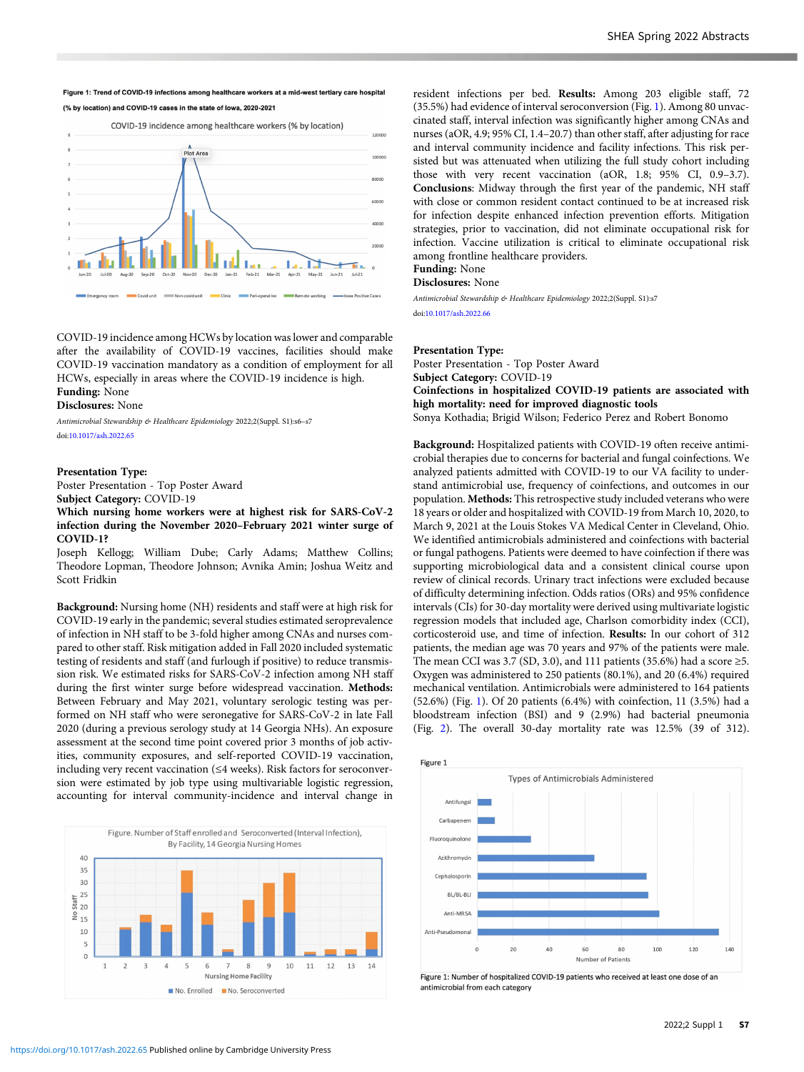Figure 1: Trend of COVID-19 infections among healthcare workers at a mid-west tertiary care hospital (% by location) and COVID-19 cases in the state of Iowa, 2020-2021

COVID-19 incidence among healthcare workers (% by location)

Plot Area

0 1 2 3 4 5 6 7 8 9

0 20000 40000 60000 80000 100000 120000

Jun-20 Jul-20 Aug-20 Sep-20 Oct-20 Nov-20 Dec-20 Jan-21 Feb-21 Mar-21 Apr-21 May-21 Jun-21 Jul-21

Emergency room, Covid unit, Non-covid unit, Clinic, Peri-operative, Remote working, Iowa Positive Cases

COVID-19 incidence among HCWs by location was lower and comparable after the availability of COVID-19 vaccines, facilities should make COVID-19 vaccination mandatory as a condition of employment for all HCWs, especially in areas where the COVID-19 incidence is high.

**Funding:** None

**Disclosures:** None

*Antimicrobial Stewardship & Healthcare Epidemiology* 2022;2(Suppl. S1):s6–s7

doi:10.1017/ash.2022.65

**Presentation Type:**

Poster Presentation - Top Poster Award

**Subject Category:** COVID-19

**Which nursing home workers were at highest risk for SARS-CoV-2 infection during the November 2020–February 2021 winter surge of COVID-1?**

Joseph Kellogg; William Dube; Carly Adams; Matthew Collins; Theodore Lopman, Theodore Johnson; Avnika Amin; Joshua Weitz and Scott Fridkin

**Background:** Nursing home (NH) residents and staff were at high risk for COVID-19 early in the pandemic; several studies estimated seroprevalence of infection in NH staff to be 3-fold higher among CNAs and nurses compared to other staff. Risk mitigation added in Fall 2020 included systematic testing of residents and staff (and furlough if positive) to reduce transmission risk. We estimated risks for SARS-CoV-2 infection among NH staff during the first winter surge before widespread vaccination. **Methods:** Between February and May 2021, voluntary serologic testing was performed on NH staff who were seronegative for SARS-CoV-2 in late Fall 2020 (during a previous serology study at 14 Georgia NHs). An exposure assessment at the second time point covered prior 3 months of job activities, community exposures, and self-reported COVID-19 vaccination, including very recent vaccination (≤4 weeks). Risk factors for seroconversion were estimated by job type using multivariable logistic regression, accounting for interval community-incidence and interval change in resident infections per bed. **Results:** Among 203 eligible staff, 72 (35.5%) had evidence of interval seroconversion (Fig. 1). Among 80 unvaccinated staff, interval infection was significantly higher among CNAs and nurses (aOR, 4.9; 95% CI, 1.4–20.7) than other staff, after adjusting for race and interval community incidence and facility infections. This risk persisted but was attenuated when utilizing the full study cohort including those with very recent vaccination (aOR, 1.8; 95% CI, 0.9–3.7). **Conclusions**: Midway through the first year of the pandemic, NH staff with close or common resident contact continued to be at increased risk for infection despite enhanced infection prevention efforts. Mitigation strategies, prior to vaccination, did not eliminate occupational risk for infection. Vaccine utilization is critical to eliminate occupational risk among frontline healthcare providers.

Figure. Number of Staff enrolled and Seroconverted (Interval Infection), By Facility, 14 Georgia Nursing Homes

No Staff

0 5 10 15 20 25 30 35 40

1 2 3 4 5 6 7 8 9 10 11 12 13 14

Nursing Home Facility

No. Enrolled, No. Seroconverted

**Funding:** None

**Disclosures:** None

*Antimicrobial Stewardship & Healthcare Epidemiology* 2022;2(Suppl. S1):s7

doi:10.1017/ash.2022.66

**Presentation Type:**

Poster Presentation - Top Poster Award

**Subject Category:** COVID-19

**Coinfections in hospitalized COVID-19 patients are associated with high mortality: need for improved diagnostic tools**

Sonya Kothadia; Brigid Wilson; Federico Perez and Robert Bonomo

**Background:** Hospitalized patients with COVID-19 often receive antimicrobial therapies due to concerns for bacterial and fungal coinfections. We analyzed patients admitted with COVID-19 to our VA facility to understand antimicrobial use, frequency of coinfections, and outcomes in our population. **Methods:** This retrospective study included veterans who were 18 years or older and hospitalized with COVID-19 from March 10, 2020, to March 9, 2021 at the Louis Stokes VA Medical Center in Cleveland, Ohio. We identified antimicrobials administered and coinfections with bacterial or fungal pathogens. Patients were deemed to have coinfection if there was supporting microbiological data and a consistent clinical course upon review of clinical records. Urinary tract infections were excluded because of difficulty determining infection. Odds ratios (ORs) and 95% confidence intervals (CIs) for 30-day mortality were derived using multivariate logistic regression models that included age, Charlson comorbidity index (CCI), corticosteroid use, and time of infection. **Results:** In our cohort of 312 patients, the median age was 70 years and 97% of the patients were male. The mean CCI was 3.7 (SD, 3.0), and 111 patients (35.6%) had a score ≥5. Oxygen was administered to 250 patients (80.1%), and 20 (6.4%) required mechanical ventilation. Antimicrobials were administered to 164 patients (52.6%) (Fig. 1). Of 20 patients (6.4%) with coinfection, 11 (3.5%) had a bloodstream infection (BSI) and 9 (2.9%) had bacterial pneumonia (Fig. 2). The overall 30-day mortality rate was 12.5% (39 of 312).

Figure 1

Types of Antimicrobials Administered

Antifungal
Carbapenem
Fluoroquinolone
Azithromycin
Cephalosporin
BL/BL-BLI
Anti-MRSA
Anti-Pseudomonal

0 20 40 60 80 100 120 140

Number of Patients

Figure 1: Number of hospitalized COVID-19 patients who received at least one dose of an antimicrobial from each category